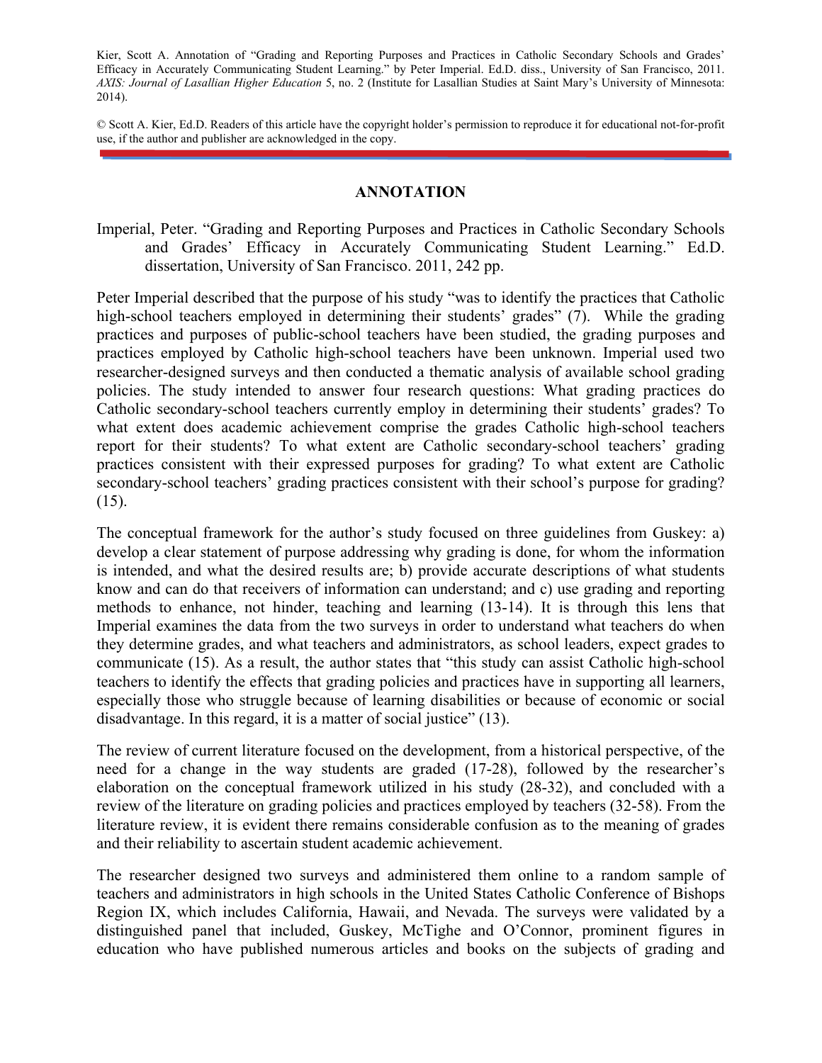Kier, Scott A. Annotation of "Grading and Reporting Purposes and Practices in Catholic Secondary Schools and Grades' Efficacy in Accurately Communicating Student Learning." by Peter Imperial. Ed.D. diss., University of San Francisco, 2011. *AXIS: Journal of Lasallian Higher Education* 5, no. 2 (Institute for Lasallian Studies at Saint Mary's University of Minnesota: 2014).

© Scott A. Kier, Ed.D. Readers of this article have the copyright holder's permission to reproduce it for educational not-for-profit use, if the author and publisher are acknowledged in the copy.

## ANNOTATION

Imperial, Peter. "Grading and Reporting Purposes and Practices in Catholic Secondary Schools and Grades' Efficacy in Accurately Communicating Student Learning." Ed.D. dissertation, University of San Francisco. 2011, 242 pp.

Peter Imperial described that the purpose of his study "was to identify the practices that Catholic high-school teachers employed in determining their students' grades" (7). While the grading practices and purposes of public-school teachers have been studied, the grading purposes and practices employed by Catholic high-school teachers have been unknown. Imperial used two researcher-designed surveys and then conducted a thematic analysis of available school grading policies. The study intended to answer four research questions: What grading practices do Catholic secondary-school teachers currently employ in determining their students' grades? To what extent does academic achievement comprise the grades Catholic high-school teachers report for their students? To what extent are Catholic secondary-school teachers' grading practices consistent with their expressed purposes for grading? To what extent are Catholic secondary-school teachers' grading practices consistent with their school's purpose for grading? (15).

The conceptual framework for the author's study focused on three guidelines from Guskey: a) develop a clear statement of purpose addressing why grading is done, for whom the information is intended, and what the desired results are; b) provide accurate descriptions of what students know and can do that receivers of information can understand; and c) use grading and reporting methods to enhance, not hinder, teaching and learning (13-14). It is through this lens that Imperial examines the data from the two surveys in order to understand what teachers do when they determine grades, and what teachers and administrators, as school leaders, expect grades to communicate (15). As a result, the author states that "this study can assist Catholic high-school teachers to identify the effects that grading policies and practices have in supporting all learners, especially those who struggle because of learning disabilities or because of economic or social disadvantage. In this regard, it is a matter of social justice" (13).

The review of current literature focused on the development, from a historical perspective, of the need for a change in the way students are graded (17-28), followed by the researcher's elaboration on the conceptual framework utilized in his study (28-32), and concluded with a review of the literature on grading policies and practices employed by teachers (32-58). From the literature review, it is evident there remains considerable confusion as to the meaning of grades and their reliability to ascertain student academic achievement.

The researcher designed two surveys and administered them online to a random sample of teachers and administrators in high schools in the United States Catholic Conference of Bishops Region IX, which includes California, Hawaii, and Nevada. The surveys were validated by a distinguished panel that included, Guskey, McTighe and O'Connor, prominent figures in education who have published numerous articles and books on the subjects of grading and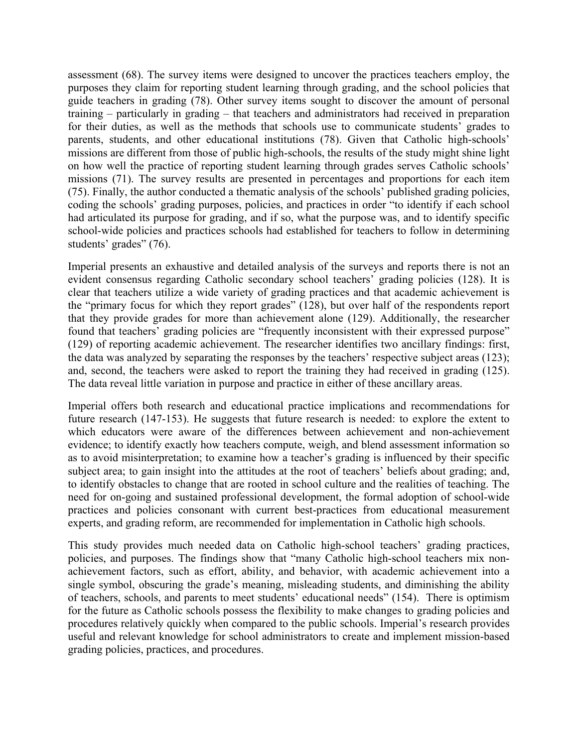assessment (68). The survey items were designed to uncover the practices teachers employ, the purposes they claim for reporting student learning through grading, and the school policies that guide teachers in grading (78). Other survey items sought to discover the amount of personal training – particularly in grading – that teachers and administrators had received in preparation for their duties, as well as the methods that schools use to communicate students' grades to parents, students, and other educational institutions (78). Given that Catholic high-schools' missions are different from those of public high-schools, the results of the study might shine light on how well the practice of reporting student learning through grades serves Catholic schools' missions (71). The survey results are presented in percentages and proportions for each item (75). Finally, the author conducted a thematic analysis of the schools' published grading policies, coding the schools' grading purposes, policies, and practices in order "to identify if each school had articulated its purpose for grading, and if so, what the purpose was, and to identify specific school-wide policies and practices schools had established for teachers to follow in determining students' grades" (76).

Imperial presents an exhaustive and detailed analysis of the surveys and reports there is not an evident consensus regarding Catholic secondary school teachers' grading policies (128). It is clear that teachers utilize a wide variety of grading practices and that academic achievement is the "primary focus for which they report grades" (128), but over half of the respondents report that they provide grades for more than achievement alone (129). Additionally, the researcher found that teachers' grading policies are "frequently inconsistent with their expressed purpose" (129) of reporting academic achievement. The researcher identifies two ancillary findings: first, the data was analyzed by separating the responses by the teachers' respective subject areas (123); and, second, the teachers were asked to report the training they had received in grading (125). The data reveal little variation in purpose and practice in either of these ancillary areas.

Imperial offers both research and educational practice implications and recommendations for future research (147-153). He suggests that future research is needed: to explore the extent to which educators were aware of the differences between achievement and non-achievement evidence; to identify exactly how teachers compute, weigh, and blend assessment information so as to avoid misinterpretation; to examine how a teacher's grading is influenced by their specific subject area; to gain insight into the attitudes at the root of teachers' beliefs about grading; and, to identify obstacles to change that are rooted in school culture and the realities of teaching. The need for on-going and sustained professional development, the formal adoption of school-wide practices and policies consonant with current best-practices from educational measurement experts, and grading reform, are recommended for implementation in Catholic high schools.

This study provides much needed data on Catholic high-school teachers' grading practices, policies, and purposes. The findings show that "many Catholic high-school teachers mix non-achievement factors, such as effort, ability, and behavior, with academic achievement into a single symbol, obscuring the grade's meaning, misleading students, and diminishing the ability of teachers, schools, and parents to meet students' educational needs" (154). There is optimism for the future as Catholic schools possess the flexibility to make changes to grading policies and procedures relatively quickly when compared to the public schools. Imperial's research provides useful and relevant knowledge for school administrators to create and implement mission-based grading policies, practices, and procedures.